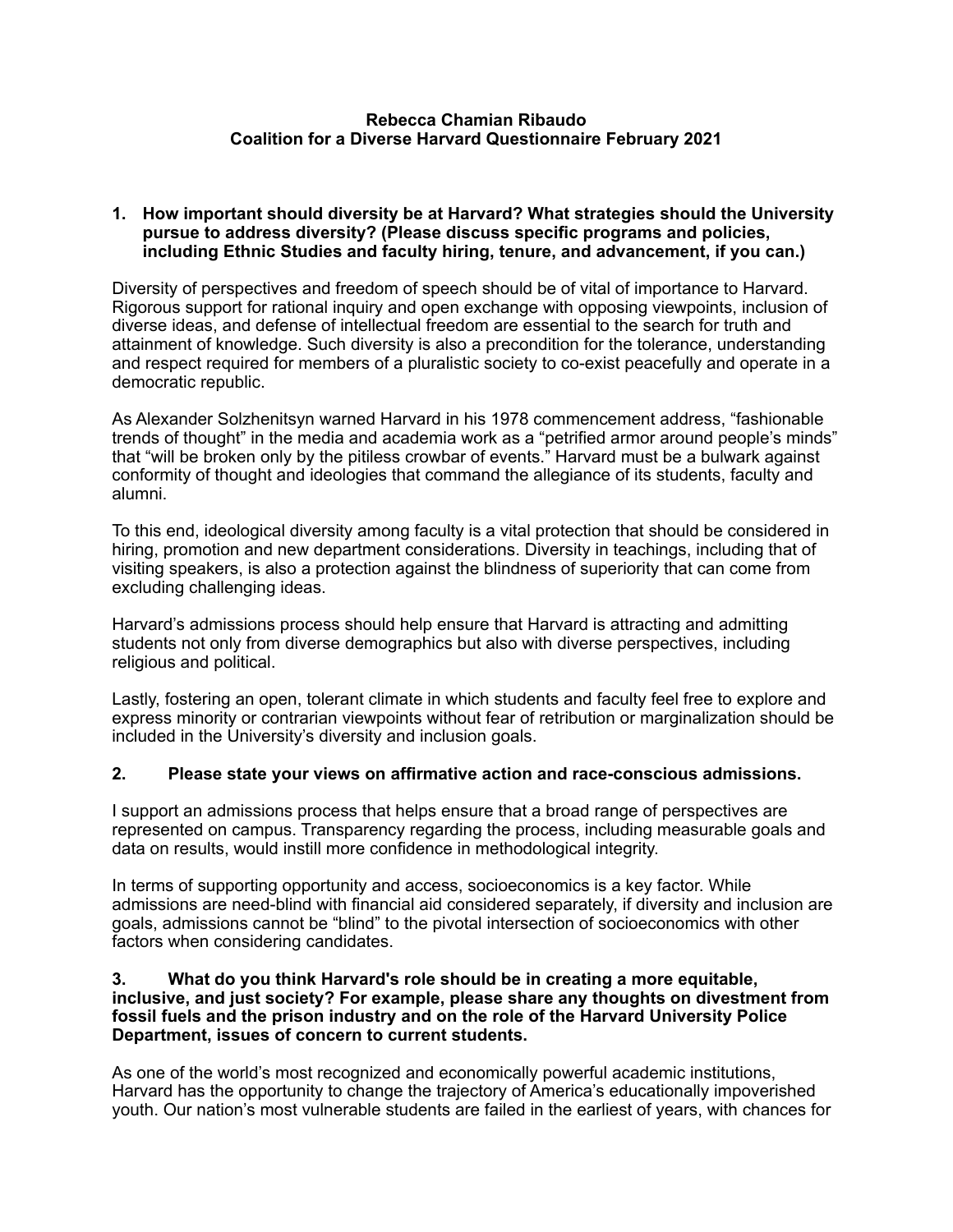**Rebecca Chamian Ribaudo**
**Coalition for a Diverse Harvard Questionnaire February 2021**

**1. How important should diversity be at Harvard? What strategies should the University pursue to address diversity? (Please discuss specific programs and policies, including Ethnic Studies and faculty hiring, tenure, and advancement, if you can.)**

Diversity of perspectives and freedom of speech should be of vital of importance to Harvard. Rigorous support for rational inquiry and open exchange with opposing viewpoints, inclusion of diverse ideas, and defense of intellectual freedom are essential to the search for truth and attainment of knowledge. Such diversity is also a precondition for the tolerance, understanding and respect required for members of a pluralistic society to co-exist peacefully and operate in a democratic republic.

As Alexander Solzhenitsyn warned Harvard in his 1978 commencement address, "fashionable trends of thought" in the media and academia work as a "petrified armor around people's minds" that "will be broken only by the pitiless crowbar of events." Harvard must be a bulwark against conformity of thought and ideologies that command the allegiance of its students, faculty and alumni.

To this end, ideological diversity among faculty is a vital protection that should be considered in hiring, promotion and new department considerations. Diversity in teachings, including that of visiting speakers, is also a protection against the blindness of superiority that can come from excluding challenging ideas.

Harvard's admissions process should help ensure that Harvard is attracting and admitting students not only from diverse demographics but also with diverse perspectives, including religious and political.

Lastly, fostering an open, tolerant climate in which students and faculty feel free to explore and express minority or contrarian viewpoints without fear of retribution or marginalization should be included in the University's diversity and inclusion goals.

**2. Please state your views on affirmative action and race-conscious admissions.**

I support an admissions process that helps ensure that a broad range of perspectives are represented on campus. Transparency regarding the process, including measurable goals and data on results, would instill more confidence in methodological integrity.

In terms of supporting opportunity and access, socioeconomics is a key factor. While admissions are need-blind with financial aid considered separately, if diversity and inclusion are goals, admissions cannot be "blind" to the pivotal intersection of socioeconomics with other factors when considering candidates.

**3. What do you think Harvard's role should be in creating a more equitable, inclusive, and just society? For example, please share any thoughts on divestment from fossil fuels and the prison industry and on the role of the Harvard University Police Department, issues of concern to current students.**

As one of the world's most recognized and economically powerful academic institutions, Harvard has the opportunity to change the trajectory of America's educationally impoverished youth. Our nation's most vulnerable students are failed in the earliest of years, with chances for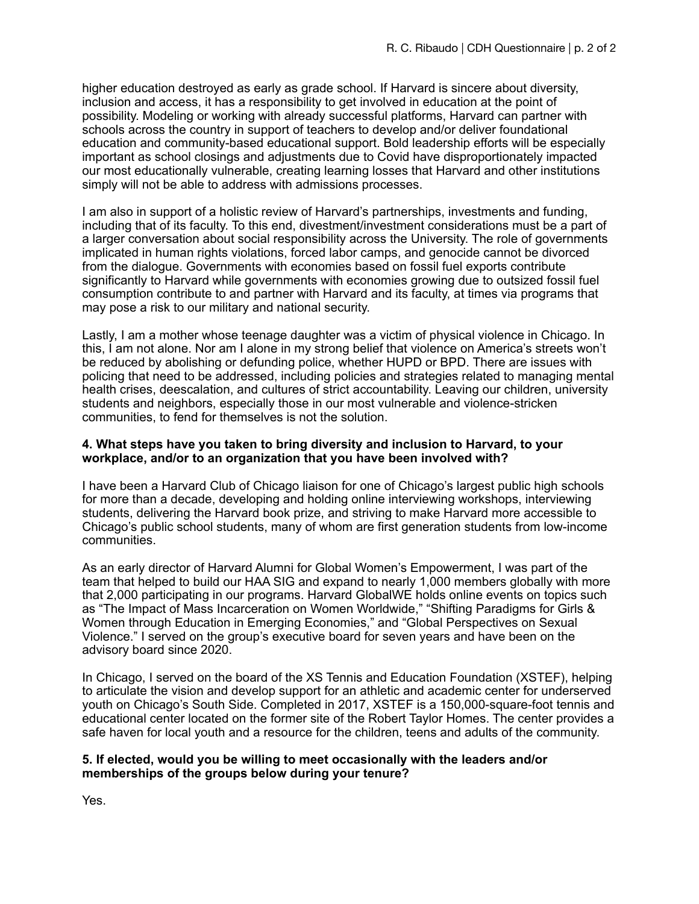higher education destroyed as early as grade school. If Harvard is sincere about diversity, inclusion and access, it has a responsibility to get involved in education at the point of possibility. Modeling or working with already successful platforms, Harvard can partner with schools across the country in support of teachers to develop and/or deliver foundational education and community-based educational support. Bold leadership efforts will be especially important as school closings and adjustments due to Covid have disproportionately impacted our most educationally vulnerable, creating learning losses that Harvard and other institutions simply will not be able to address with admissions processes.

I am also in support of a holistic review of Harvard's partnerships, investments and funding, including that of its faculty. To this end, divestment/investment considerations must be a part of a larger conversation about social responsibility across the University. The role of governments implicated in human rights violations, forced labor camps, and genocide cannot be divorced from the dialogue. Governments with economies based on fossil fuel exports contribute significantly to Harvard while governments with economies growing due to outsized fossil fuel consumption contribute to and partner with Harvard and its faculty, at times via programs that may pose a risk to our military and national security.

Lastly, I am a mother whose teenage daughter was a victim of physical violence in Chicago. In this, I am not alone. Nor am I alone in my strong belief that violence on America's streets won't be reduced by abolishing or defunding police, whether HUPD or BPD. There are issues with policing that need to be addressed, including policies and strategies related to managing mental health crises, deescalation, and cultures of strict accountability. Leaving our children, university students and neighbors, especially those in our most vulnerable and violence-stricken communities, to fend for themselves is not the solution.

**4. What steps have you taken to bring diversity and inclusion to Harvard, to your workplace, and/or to an organization that you have been involved with?**

I have been a Harvard Club of Chicago liaison for one of Chicago's largest public high schools for more than a decade, developing and holding online interviewing workshops, interviewing students, delivering the Harvard book prize, and striving to make Harvard more accessible to Chicago's public school students, many of whom are first generation students from low-income communities.

As an early director of Harvard Alumni for Global Women's Empowerment, I was part of the team that helped to build our HAA SIG and expand to nearly 1,000 members globally with more that 2,000 participating in our programs. Harvard GlobalWE holds online events on topics such as "The Impact of Mass Incarceration on Women Worldwide," "Shifting Paradigms for Girls & Women through Education in Emerging Economies," and "Global Perspectives on Sexual Violence." I served on the group's executive board for seven years and have been on the advisory board since 2020.

In Chicago, I served on the board of the XS Tennis and Education Foundation (XSTEF), helping to articulate the vision and develop support for an athletic and academic center for underserved youth on Chicago's South Side. Completed in 2017, XSTEF is a 150,000-square-foot tennis and educational center located on the former site of the Robert Taylor Homes. The center provides a safe haven for local youth and a resource for the children, teens and adults of the community.

**5. If elected, would you be willing to meet occasionally with the leaders and/or memberships of the groups below during your tenure?**

Yes.